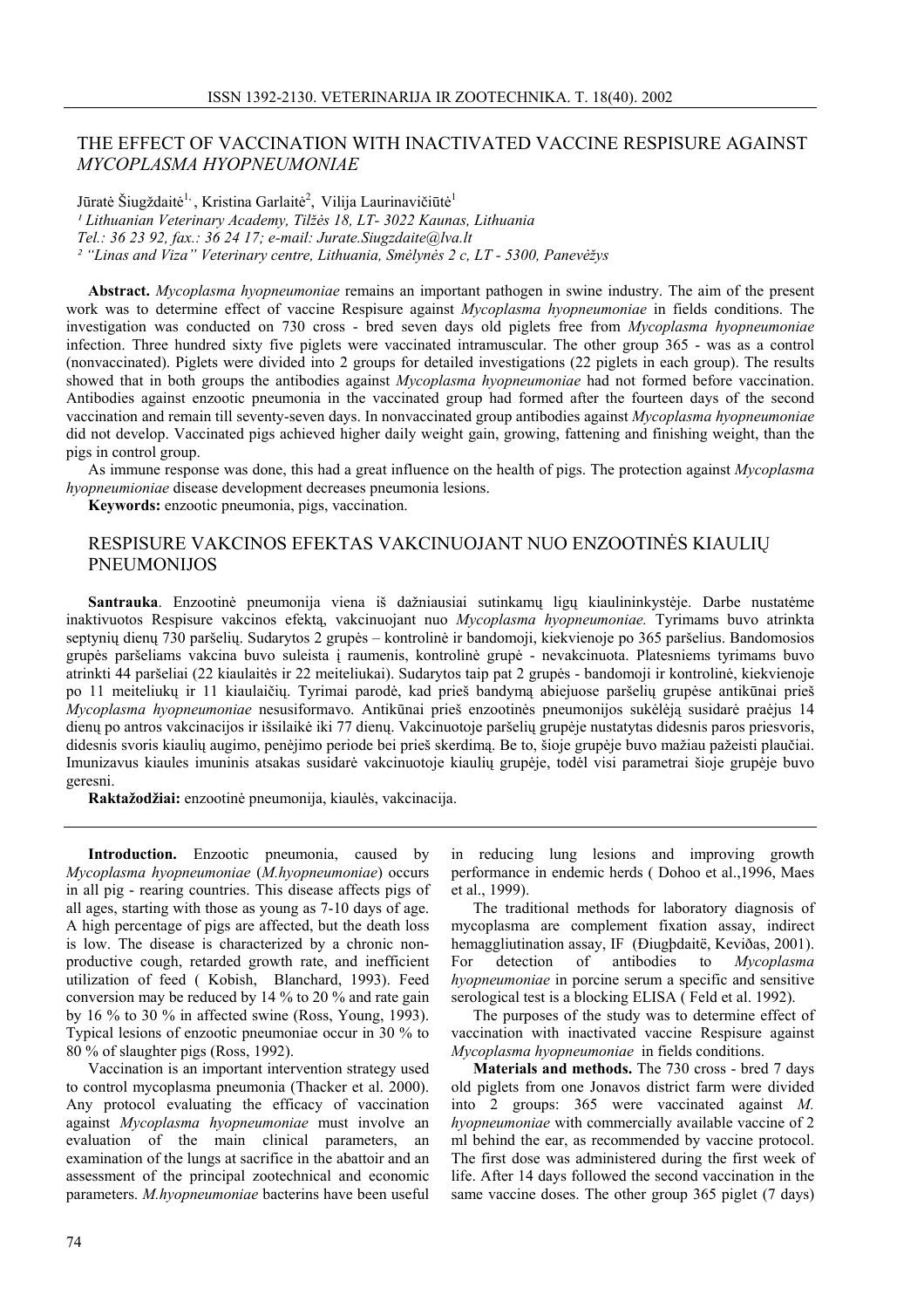# THE EFFECT OF VACCINATION WITH INACTIVATED VACCINE RESPISURE AGAINST *MYCOPLASMA HYOPNEUMONIAE*

Jūratė Šiugždaitė[1,], Kristina Garlaitė[2], Vilija Laurinavičiūtė[1]

[1] *Lithuanian Veterinary Academy, Tilžės 18, LT- 3022 Kaunas, Lithuania*
*Tel.: 36 23 92, fax.: 36 24 17; e-mail: Jurate.Siugzdaite@lva.lt*
[2] *"Linas and Viza" Veterinary centre, Lithuania, Smėlynės 2 c, LT - 5300, Panevėžys*

**Abstract.** *Mycoplasma hyopneumoniae* remains an important pathogen in swine industry. The aim of the present work was to determine effect of vaccine Respisure against *Mycoplasma hyopneumoniae* in fields conditions. The investigation was conducted on 730 cross - bred seven days old piglets free from *Mycoplasma hyopneumoniae* infection. Three hundred sixty five piglets were vaccinated intramuscular. The other group 365 - was as a control (nonvaccinated). Piglets were divided into 2 groups for detailed investigations (22 piglets in each group). The results showed that in both groups the antibodies against *Mycoplasma hyopneumoniae* had not formed before vaccination. Antibodies against enzootic pneumonia in the vaccinated group had formed after the fourteen days of the second vaccination and remain till seventy-seven days. In nonvaccinated group antibodies against *Mycoplasma hyopneumoniae* did not develop. Vaccinated pigs achieved higher daily weight gain, growing, fattening and finishing weight, than the pigs in control group.

As immune response was done, this had a great influence on the health of pigs. The protection against *Mycoplasma hyopneumiolae* disease development decreases pneumonia lesions.

**Keywords:** enzootic pneumonia, pigs, vaccination.

# RESPISURE VAKCINOS EFEKTAS VAKCINUOJANT NUO ENZOOTINĖS KIAULIŲ PNEUMONIJOS

**Santrauka**. Enzootinė pneumonija viena iš dažniausiai sutinkamų ligų kiaulininkystėje. Darbe nustatėme inaktivuotos Respisure vakcinos efektą, vakcinuojant nuo *Mycoplasma hyopneumoniae.* Tyrimams buvo atrinkta septynių dienų 730 paršelių. Sudarytos 2 grupės – kontrolinė ir bandomoji, kiekvienoje po 365 paršelius. Bandomosios grupės paršeliams vakcina buvo suleista į raumenis, kontrolinė grupė - nevakcinuota. Platesniems tyrimams buvo atrinkti 44 paršeliai (22 kiaulaitės ir 22 meiteliukai). Sudarytos taip pat 2 grupės - bandomoji ir kontrolinė, kiekvienoje po 11 meiteliukų ir 11 kiaulaičių. Tyrimai parodė, kad prieš bandymą abiejuose paršelių grupėse antikūnai prieš *Mycoplasma hyopneumoniae* nesusiformavo. Antikūnai prieš enzootinės pneumonijos sukėlėją susidarė praėjus 14 dienų po antros vakcinacijos ir išsilaikė iki 77 dienų. Vakcinuotoje paršelių grupėje nustatytas didesnis paros priesvoris, didesnis svoris kiaulių augimo, penėjimo periode bei prieš skerdimą. Be to, šioje grupėje buvo mažiau pažeisti plaučiai. Imunizavus kiaules imuninis atsakas susidarė vakcinuotoje kiaulių grupėje, todėl visi parametrai šioje grupėje buvo geresni.

**Raktažodžiai:** enzootinė pneumonija, kiaulės, vakcinacija.

**Introduction.** Enzootic pneumonia, caused by *Mycoplasma hyopneumoniae* (*M.hyopneumoniae*) occurs in all pig - rearing countries. This disease affects pigs of all ages, starting with those as young as 7-10 days of age. A high percentage of pigs are affected, but the death loss is low. The disease is characterized by a chronic non-productive cough, retarded growth rate, and inefficient utilization of feed ( Kobish, Blanchard, 1993). Feed conversion may be reduced by 14 % to 20 % and rate gain by 16 % to 30 % in affected swine (Ross, Young, 1993). Typical lesions of enzootic pneumoniae occur in 30 % to 80 % of slaughter pigs (Ross, 1992).

Vaccination is an important intervention strategy used to control mycoplasma pneumonia (Thacker et al. 2000). Any protocol evaluating the efficacy of vaccination against *Mycoplasma hyopneumoniae* must involve an evaluation of the main clinical parameters, an examination of the lungs at sacrifice in the abattoir and an assessment of the principal zootechnical and economic parameters. *M.hyopneumoniae* bacterins have been useful in reducing lung lesions and improving growth performance in endemic herds ( Dohoo et al.,1996, Maes et al., 1999).

The traditional methods for laboratory diagnosis of mycoplasma are complement fixation assay, indirect hemagglutination assay, IF (Ðiugþdaitë, Keviðas, 2001). For detection of antibodies to *Mycoplasma hyopneumoniae* in porcine serum a specific and sensitive serological test is a blocking ELISA ( Feld et al. 1992).

The purposes of the study was to determine effect of vaccination with inactivated vaccine Respisure against *Mycoplasma hyopneumoniae* in fields conditions.

**Materials and methods.** The 730 cross - bred 7 days old piglets from one Jonavos district farm were divided into 2 groups: 365 were vaccinated against *M. hyopneumoniae* with commercially available vaccine of 2 ml behind the ear, as recommended by vaccine protocol. The first dose was administered during the first week of life. After 14 days followed the second vaccination in the same vaccine doses. The other group 365 piglet (7 days)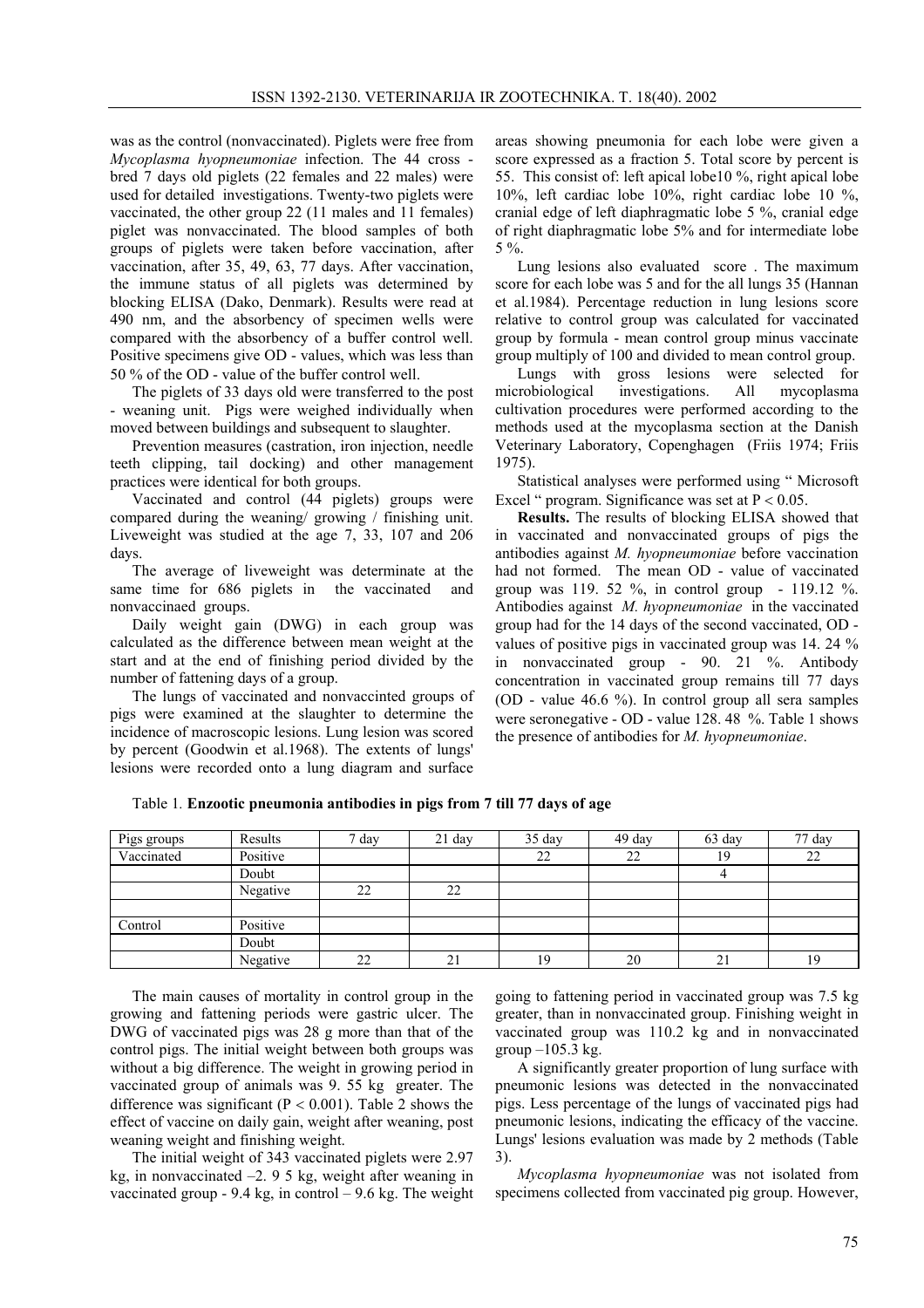was as the control (nonvaccinated). Piglets were free from *Mycoplasma hyopneumoniae* infection. The 44 cross - bred 7 days old piglets (22 females and 22 males) were used for detailed investigations. Twenty-two piglets were vaccinated, the other group 22 (11 males and 11 females) piglet was nonvaccinated. The blood samples of both groups of piglets were taken before vaccination, after vaccination, after 35, 49, 63, 77 days. After vaccination, the immune status of all piglets was determined by blocking ELISA (Dako, Denmark). Results were read at 490 nm, and the absorbency of specimen wells were compared with the absorbency of a buffer control well. Positive specimens give OD - values, which was less than 50 % of the OD - value of the buffer control well.

The piglets of 33 days old were transferred to the post - weaning unit. Pigs were weighed individually when moved between buildings and subsequent to slaughter.

Prevention measures (castration, iron injection, needle teeth clipping, tail docking) and other management practices were identical for both groups.

Vaccinated and control (44 piglets) groups were compared during the weaning/ growing / finishing unit. Liveweight was studied at the age 7, 33, 107 and 206 days.

The average of liveweight was determinate at the same time for 686 piglets in the vaccinated and nonvaccinaed groups.

Daily weight gain (DWG) in each group was calculated as the difference between mean weight at the start and at the end of finishing period divided by the number of fattening days of a group.

The lungs of vaccinated and nonvaccinted groups of pigs were examined at the slaughter to determine the incidence of macroscopic lesions. Lung lesion was scored by percent (Goodwin et al.1968). The extents of lungs' lesions were recorded onto a lung diagram and surface areas showing pneumonia for each lobe were given a score expressed as a fraction 5. Total score by percent is 55. This consist of: left apical lobe10 %, right apical lobe 10%, left cardiac lobe 10%, right cardiac lobe 10 %, cranial edge of left diaphragmatic lobe 5 %, cranial edge of right diaphragmatic lobe 5% and for intermediate lobe 5 %.

Lung lesions also evaluated score . The maximum score for each lobe was 5 and for the all lungs 35 (Hannan et al.1984). Percentage reduction in lung lesions score relative to control group was calculated for vaccinated group by formula - mean control group minus vaccinate group multiply of 100 and divided to mean control group.

Lungs with gross lesions were selected for microbiological investigations. All mycoplasma cultivation procedures were performed according to the methods used at the mycoplasma section at the Danish Veterinary Laboratory, Copenghagen (Friis 1974; Friis 1975).

Statistical analyses were performed using " Microsoft Excel " program. Significance was set at $P < 0.05$.

**Results.** The results of blocking ELISA showed that in vaccinated and nonvaccinated groups of pigs the antibodies against *M. hyopneumoniae* before vaccination had not formed. The mean OD - value of vaccinated group was 119. 52 %, in control group - 119.12 %. Antibodies against *M. hyopneumoniae* in the vaccinated group had for the 14 days of the second vaccinated, OD - values of positive pigs in vaccinated group was 14. 24 % in nonvaccinated group - 90. 21 %. Antibody concentration in vaccinated group remains till 77 days (OD - value 46.6 %). In control group all sera samples were seronegative - OD - value 128. 48 %. Table 1 shows the presence of antibodies for *M. hyopneumoniae*.

Table 1. **Enzootic pneumonia antibodies in pigs from 7 till 77 days of age**

| Pigs groups | Results | 7 day | 21 day | 35 day | 49 day | 63 day | 77 day |
|---|---|---|---|---|---|---|---|
| Vaccinated | Positive | | | 22 | 22 | 19 | 22 |
| | Doubt | | | | | 4 | |
| | Negative | 22 | 22 | | | | |
| | | | | | | | |
| Control | Positive | | | | | | |
| | Doubt | | | | | | |
| | Negative | 22 | 21 | 19 | 20 | 21 | 19 |

The main causes of mortality in control group in the growing and fattening periods were gastric ulcer. The DWG of vaccinated pigs was 28 g more than that of the control pigs. The initial weight between both groups was without a big difference. The weight in growing period in vaccinated group of animals was 9. 55 kg greater. The difference was significant ($P < 0.001$). Table 2 shows the effect of vaccine on daily gain, weight after weaning, post weaning weight and finishing weight.

The initial weight of 343 vaccinated piglets were 2.97 kg, in nonvaccinated –2. 9 5 kg, weight after weaning in vaccinated group - 9.4 kg, in control – 9.6 kg. The weight going to fattening period in vaccinated group was 7.5 kg greater, than in nonvaccinated group. Finishing weight in vaccinated group was 110.2 kg and in nonvaccinated group –105.3 kg.

A significantly greater proportion of lung surface with pneumonic lesions was detected in the nonvaccinated pigs. Less percentage of the lungs of vaccinated pigs had pneumonic lesions, indicating the efficacy of the vaccine. Lungs' lesions evaluation was made by 2 methods (Table 3).

*Mycoplasma hyopneumoniae* was not isolated from specimens collected from vaccinated pig group. However,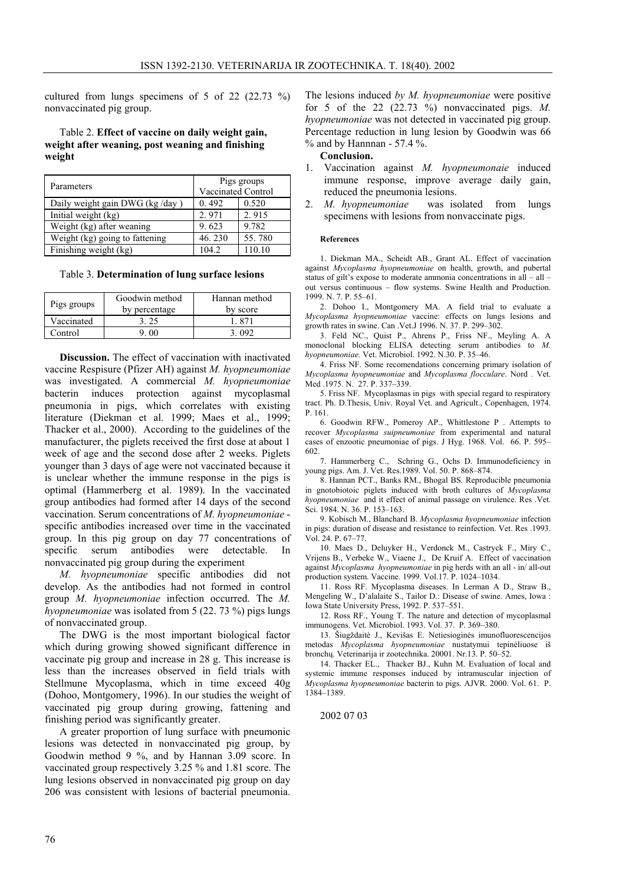cultured from lungs specimens of 5 of 22 (22.73 %) nonvaccinated pig group.

Table 2. **Effect of vaccine on daily weight gain, weight after weaning, post weaning and finishing weight**

| Parameters | Pigs groups Vaccinated | Control |
|---|---|---|
| Daily weight gain DWG (kg /day ) | 0. 492 | 0.520 |
| Initial weight (kg) | 2. 971 | 2. 915 |
| Weight (kg) after weaning | 9. 623 | 9.782 |
| Weight (kg) going to fattening | 46. 230 | 55. 780 |
| Finishing weight (kg) | 104.2 | 110.10 |

Table 3. **Determination of lung surface lesions**

| Pigs groups | Goodwin method by percentage | Hannan method by score |
|---|---|---|
| Vaccinated | 3. 25 | 1. 871 |
| Control | 9. 00 | 3. 092 |

**Discussion.** The effect of vaccination with inactivated vaccine Respisure (Pfizer AH) against *M. hyopneumoniae* was investigated. A commercial *M. hyopneumoniae* bacterin induces protection against mycoplasmal pneumonia in pigs, which correlates with existing literature (Diekman et al. 1999; Maes et al., 1999; Thacker et al., 2000). According to the guidelines of the manufacturer, the piglets received the first dose at about 1 week of age and the second dose after 2 weeks. Piglets younger than 3 days of age were not vaccinated because it is unclear whether the immune response in the pigs is optimal (Hammerberg et al. 1989). In the vaccinated group antibodies had formed after 14 days of the second vaccination. Serum concentrations of *M. hyopneumoniae* - specific antibodies increased over time in the vaccinated group. In this pig group on day 77 concentrations of specific serum antibodies were detectable. In nonvaccinated pig group during the experiment

*M. hyopneumoniae* specific antibodies did not develop. As the antibodies had not formed in control group *M. hyopneumoniae* infection occurred. The *M. hyopneumoniae* was isolated from 5 (22. 73 %) pigs lungs of nonvaccinated group.

The DWG is the most important biological factor which during growing showed significant difference in vaccinate pig group and increase in 28 g. This increase is less than the increases observed in field trials with Stellmune Mycoplasma, which in time exceed 40g (Dohoo, Montgomery, 1996). In our studies the weight of vaccinated pig group during growing, fattening and finishing period was significantly greater.

A greater proportion of lung surface with pneumonic lesions was detected in nonvaccinated pig group, by Goodwin method 9 %, and by Hannan 3.09 score. In vaccinated group respectively 3.25 % and 1.81 score. The lung lesions observed in nonvaccinated pig group on day 206 was consistent with lesions of bacterial pneumonia. The lesions induced *by M. hyopneumoniae* were positive for 5 of the 22 (22.73 %) nonvaccinated pigs. *M. hyopneumoniae* was not detected in vaccinated pig group. Percentage reduction in lung lesion by Goodwin was 66 % and by Hannnan - 57.4 %.

**Conclusion.**

1. Vaccination against *M. hyopneumonaie* induced immune response, improve average daily gain, reduced the pneumonia lesions.
2. *M. hyopneumoniae* was isolated from lungs specimens with lesions from nonvaccinate pigs.

##### References

1. Diekman MA., Scheidt AB., Grant AL. Effect of vaccination against *Mycoplasma hyopneumoniae* on health, growth, and pubertal status of gilt's expose to moderate ammonia concentrations in all – all – out versus continuous – flow systems. Swine Health and Production. 1999. N. 7. P. 55–61.
2. Dohoo I., Montgomery MA. A field trial to evaluate a *Mycoplasma hyopneumoniae* vaccine: effects on lungs lesions and growth rates in swine. Can .Vet.J 1996. N. 37. P. 299–302.
3. Feld NC., Quist P., Ahrens P., Friss NF., Meyling A. A monoclonal blocking ELISA detecting serum antibodies to *M. hyopneumoniae.* Vet. Microbiol. 1992. N.30. P. 35–46.
4. Friss NF. Some recomendations concerning primary isolation of *Mycoplasma hyopneumoniae* and *Mycoplasma flocculare*. Nord . Vet. Med .1975. N. 27. P. 337–339.
5. Friss NF. Mycoplasmas in pigs with special regard to respiratory tract. Ph. D.Thesis, Univ. Royal Vet. and Agricult., Copenhagen, 1974. P. 161.
6. Goodwin RFW., Pomeroy AP., Whittlestone P . Attempts to recover *Mycoplasma suipneumoniae* from experimental and natural cases of enzootic pneumoniae of pigs. J Hyg. 1968. Vol. 66. P. 595–602.
7. Hammerberg C., Schring G., Ochs D. Immunodeficiency in young pigs. Am. J. Vet. Res.1989. Vol. 50. P. 868–874.
8. Hannan PCT., Banks RM., Bhogal BS. Reproducible pneumonia in gnotobiotoic piglets induced with broth cultures of *Mycoplasma hyopneumoniae* and it effect of animal passage on virulence. Res .Vet. Sci. 1984. N. 36. P. 153–163.
9. Kobisch M., Blanchard B. *Mycoplasma hyopneumoniae* infection in pigs: duration of disease and resistance to reinfection. Vet. Res .1993. Vol. 24. P. 67–77.
10. Maes D., Deluyker H., Verdonck M., Castryck F., Miry C., Vrijens B., Verbeke W., Viaene J., De Kruif A. Effect of vaccination against *Mycoplasma hyopneumoniae* in pig herds with an all - in/ all-out production system. Vaccine. 1999. Vol.17. P. 1024–1034.
11. Ross RF. Mycoplasma diseases. In Lerman A D., Straw B., Mengeling W., D'alalaite S., Tailor D.: Disease of swine. Ames, Iowa : Iowa State University Press, 1992. P. 537–551.
12. Ross RF., Young T. The nature and detection of mycoplasmal immunogens. Vet. Microbiol. 1993. Vol. 37. P. 369–380.
13. Šiugždaitė J., Kevišas E. Netiesioginės imunofluorescencijos metodas *Mycoplasma hyopneumoniae* nustatymui tepinėliuose iš bronchų. Veterinarija ir zootechnika. 20001. Nr.13. P. 50–52.
14. Thacker EL., Thacker BJ., Kuhn M. Evaluation of local and systemic immune responses induced by intramuscular injection of *Mycoplasma hyopneumoniae* bacterin to pigs. AJVR. 2000. Vol. 61. P. 1384–1389.

2002 07 03